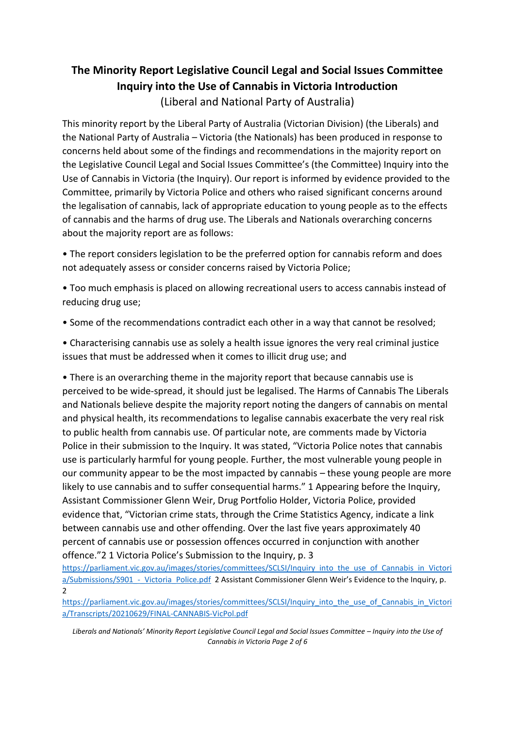# The Minority Report Legislative Council Legal and Social Issues Committee Inquiry into the Use of Cannabis in Victoria Introduction

(Liberal and National Party of Australia)

This minority report by the Liberal Party of Australia (Victorian Division) (the Liberals) and the National Party of Australia – Victoria (the Nationals) has been produced in response to concerns held about some of the findings and recommendations in the majority report on the Legislative Council Legal and Social Issues Committee's (the Committee) Inquiry into the Use of Cannabis in Victoria (the Inquiry). Our report is informed by evidence provided to the Committee, primarily by Victoria Police and others who raised significant concerns around the legalisation of cannabis, lack of appropriate education to young people as to the effects of cannabis and the harms of drug use. The Liberals and Nationals overarching concerns about the majority report are as follows:

- The report considers legislation to be the preferred option for cannabis reform and does not adequately assess or consider concerns raised by Victoria Police;
- Too much emphasis is placed on allowing recreational users to access cannabis instead of reducing drug use;
- Some of the recommendations contradict each other in a way that cannot be resolved;
- Characterising cannabis use as solely a health issue ignores the very real criminal justice issues that must be addressed when it comes to illicit drug use; and
- There is an overarching theme in the majority report that because cannabis use is perceived to be wide-spread, it should just be legalised. The Harms of Cannabis The Liberals and Nationals believe despite the majority report noting the dangers of cannabis on mental and physical health, its recommendations to legalise cannabis exacerbate the very real risk to public health from cannabis use. Of particular note, are comments made by Victoria Police in their submission to the Inquiry. It was stated, "Victoria Police notes that cannabis use is particularly harmful for young people. Further, the most vulnerable young people in our community appear to be the most impacted by cannabis – these young people are more likely to use cannabis and to suffer consequential harms." [1] Appearing before the Inquiry, Assistant Commissioner Glenn Weir, Drug Portfolio Holder, Victoria Police, provided evidence that, "Victorian crime stats, through the Crime Statistics Agency, indicate a link between cannabis use and other offending. Over the last five years approximately 40 percent of cannabis use or possession offences occurred in conjunction with another offence."[2]

[1] Victoria Police's Submission to the Inquiry, p. 3 https://parliament.vic.gov.au/images/stories/committees/SCLSI/Inquiry_into_the_use_of_Cannabis_in_Victoria/Submissions/S901_-_Victoria_Police.pdf

[2] Assistant Commissioner Glenn Weir's Evidence to the Inquiry, p. 2 https://parliament.vic.gov.au/images/stories/committees/SCLSI/Inquiry_into_the_use_of_Cannabis_in_Victoria/Transcripts/20210629/FINAL-CANNABIS-VicPol.pdf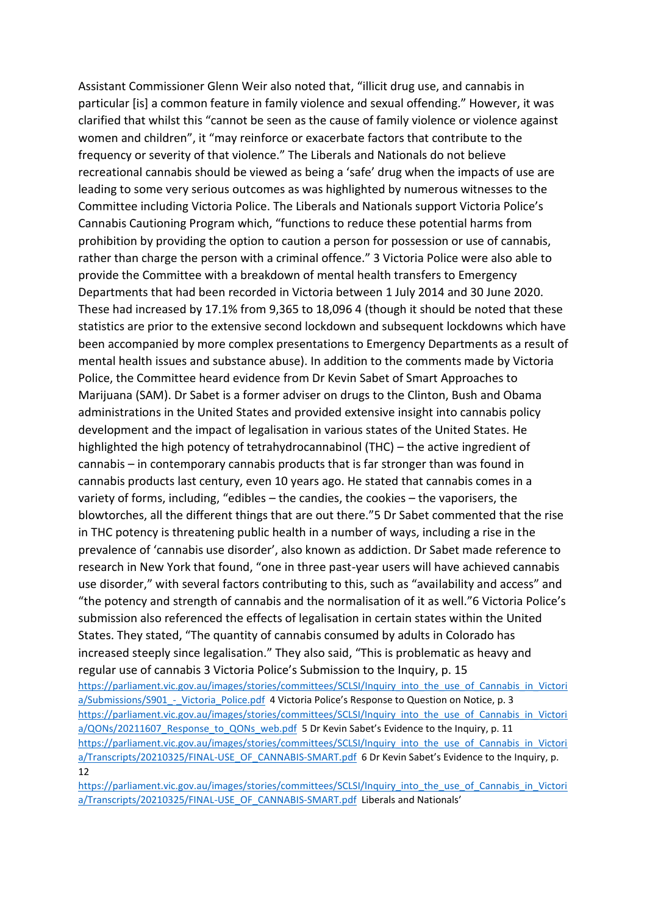Assistant Commissioner Glenn Weir also noted that, "illicit drug use, and cannabis in particular [is] a common feature in family violence and sexual offending." However, it was clarified that whilst this "cannot be seen as the cause of family violence or violence against women and children", it "may reinforce or exacerbate factors that contribute to the frequency or severity of that violence." The Liberals and Nationals do not believe recreational cannabis should be viewed as being a 'safe' drug when the impacts of use are leading to some very serious outcomes as was highlighted by numerous witnesses to the Committee including Victoria Police. The Liberals and Nationals support Victoria Police's Cannabis Cautioning Program which, "functions to reduce these potential harms from prohibition by providing the option to caution a person for possession or use of cannabis, rather than charge the person with a criminal offence." [3] Victoria Police were also able to provide the Committee with a breakdown of mental health transfers to Emergency Departments that had been recorded in Victoria between 1 July 2014 and 30 June 2020. These had increased by 17.1% from 9,365 to 18,096 [4] (though it should be noted that these statistics are prior to the extensive second lockdown and subsequent lockdowns which have been accompanied by more complex presentations to Emergency Departments as a result of mental health issues and substance abuse). In addition to the comments made by Victoria Police, the Committee heard evidence from Dr Kevin Sabet of Smart Approaches to Marijuana (SAM). Dr Sabet is a former adviser on drugs to the Clinton, Bush and Obama administrations in the United States and provided extensive insight into cannabis policy development and the impact of legalisation in various states of the United States. He highlighted the high potency of tetrahydrocannabinol (THC) – the active ingredient of cannabis – in contemporary cannabis products that is far stronger than was found in cannabis products last century, even 10 years ago. He stated that cannabis comes in a variety of forms, including, "edibles – the candies, the cookies – the vaporisers, the blowtorches, all the different things that are out there."[5] Dr Sabet commented that the rise in THC potency is threatening public health in a number of ways, including a rise in the prevalence of 'cannabis use disorder', also known as addiction. Dr Sabet made reference to research in New York that found, "one in three past-year users will have achieved cannabis use disorder," with several factors contributing to this, such as "availability and access" and "the potency and strength of cannabis and the normalisation of it as well."[6] Victoria Police's submission also referenced the effects of legalisation in certain states within the United States. They stated, "The quantity of cannabis consumed by adults in Colorado has increased steeply since legalisation." They also said, "This is problematic as heavy and regular use of cannabis

[3] Victoria Police's Submission to the Inquiry, p. 15 https://parliament.vic.gov.au/images/stories/committees/SCLSI/Inquiry_into_the_use_of_Cannabis_in_Victoria/Submissions/S901_-_Victoria_Police.pdf

[4] Victoria Police's Response to Question on Notice, p. 3 https://parliament.vic.gov.au/images/stories/committees/SCLSI/Inquiry_into_the_use_of_Cannabis_in_Victoria/QONs/20211607_Response_to_QONs_web.pdf

[5] Dr Kevin Sabet's Evidence to the Inquiry, p. 11 https://parliament.vic.gov.au/images/stories/committees/SCLSI/Inquiry_into_the_use_of_Cannabis_in_Victoria/Transcripts/20210325/FINAL-USE_OF_CANNABIS-SMART.pdf

[6] Dr Kevin Sabet's Evidence to the Inquiry, p. 12 https://parliament.vic.gov.au/images/stories/committees/SCLSI/Inquiry_into_the_use_of_Cannabis_in_Victoria/Transcripts/20210325/FINAL-USE_OF_CANNABIS-SMART.pdf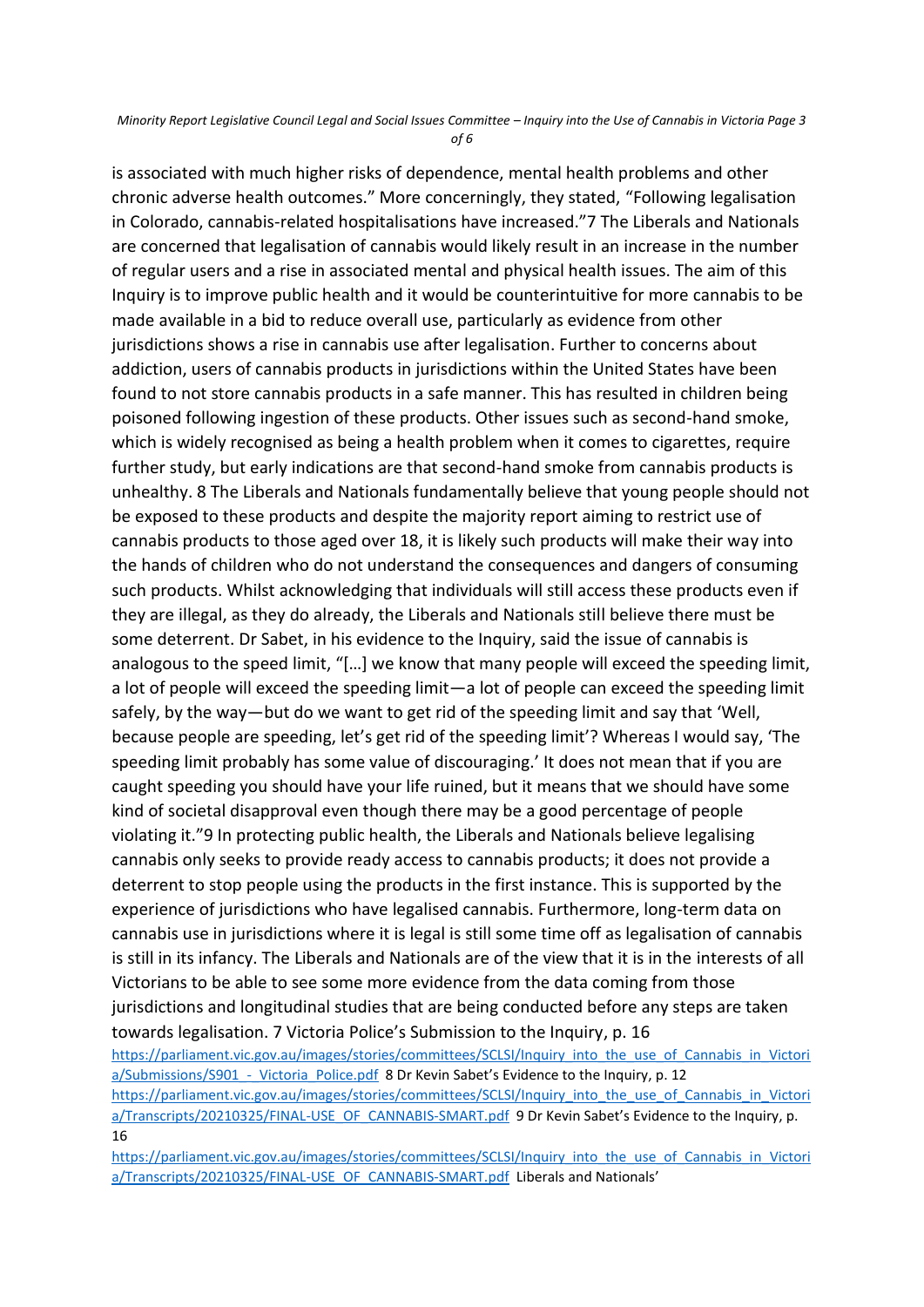is associated with much higher risks of dependence, mental health problems and other chronic adverse health outcomes." More concerningly, they stated, "Following legalisation in Colorado, cannabis-related hospitalisations have increased."[7] The Liberals and Nationals are concerned that legalisation of cannabis would likely result in an increase in the number of regular users and a rise in associated mental and physical health issues. The aim of this Inquiry is to improve public health and it would be counterintuitive for more cannabis to be made available in a bid to reduce overall use, particularly as evidence from other jurisdictions shows a rise in cannabis use after legalisation. Further to concerns about addiction, users of cannabis products in jurisdictions within the United States have been found to not store cannabis products in a safe manner. This has resulted in children being poisoned following ingestion of these products. Other issues such as second-hand smoke, which is widely recognised as being a health problem when it comes to cigarettes, require further study, but early indications are that second-hand smoke from cannabis products is unhealthy.[8] The Liberals and Nationals fundamentally believe that young people should not be exposed to these products and despite the majority report aiming to restrict use of cannabis products to those aged over 18, it is likely such products will make their way into the hands of children who do not understand the consequences and dangers of consuming such products. Whilst acknowledging that individuals will still access these products even if they are illegal, as they do already, the Liberals and Nationals still believe there must be some deterrent. Dr Sabet, in his evidence to the Inquiry, said the issue of cannabis is analogous to the speed limit, "[…] we know that many people will exceed the speeding limit, a lot of people will exceed the speeding limit—a lot of people can exceed the speeding limit safely, by the way—but do we want to get rid of the speeding limit and say that 'Well, because people are speeding, let's get rid of the speeding limit'? Whereas I would say, 'The speeding limit probably has some value of discouraging.' It does not mean that if you are caught speeding you should have your life ruined, but it means that we should have some kind of societal disapproval even though there may be a good percentage of people violating it."[9] In protecting public health, the Liberals and Nationals believe legalising cannabis only seeks to provide ready access to cannabis products; it does not provide a deterrent to stop people using the products in the first instance. This is supported by the experience of jurisdictions who have legalised cannabis. Furthermore, long-term data on cannabis use in jurisdictions where it is legal is still some time off as legalisation of cannabis is still in its infancy. The Liberals and Nationals are of the view that it is in the interests of all Victorians to be able to see some more evidence from the data coming from those jurisdictions and longitudinal studies that are being conducted before any steps are taken towards legalisation.

[7] Victoria Police's Submission to the Inquiry, p. 16 https://parliament.vic.gov.au/images/stories/committees/SCLSI/Inquiry_into_the_use_of_Cannabis_in_Victoria/Submissions/S901_-_Victoria_Police.pdf

[8] Dr Kevin Sabet's Evidence to the Inquiry, p. 12 https://parliament.vic.gov.au/images/stories/committees/SCLSI/Inquiry_into_the_use_of_Cannabis_in_Victoria/Transcripts/20210325/FINAL-USE_OF_CANNABIS-SMART.pdf

[9] Dr Kevin Sabet's Evidence to the Inquiry, p. 16 https://parliament.vic.gov.au/images/stories/committees/SCLSI/Inquiry_into_the_use_of_Cannabis_in_Victoria/Transcripts/20210325/FINAL-USE_OF_CANNABIS-SMART.pdf

Liberals and Nationals'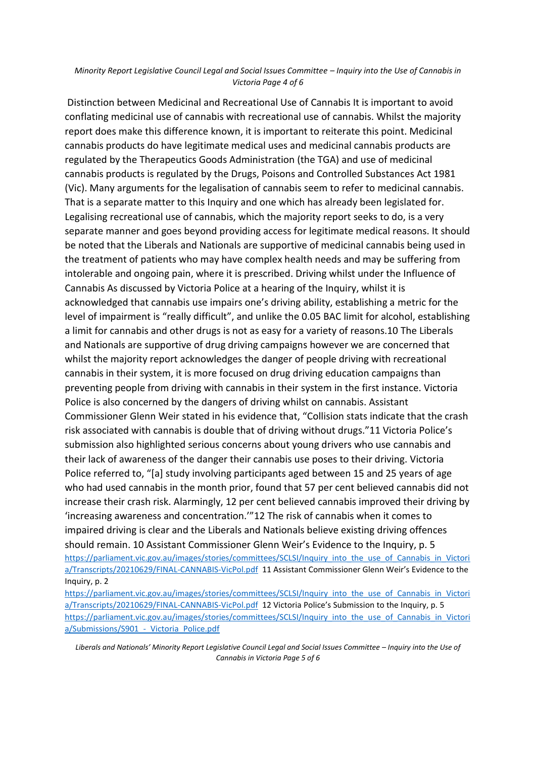## Distinction between Medicinal and Recreational Use of Cannabis

It is important to avoid conflating medicinal use of cannabis with recreational use of cannabis. Whilst the majority report does make this difference known, it is important to reiterate this point. Medicinal cannabis products do have legitimate medical uses and medicinal cannabis products are regulated by the Therapeutics Goods Administration (the TGA) and use of medicinal cannabis products is regulated by the Drugs, Poisons and Controlled Substances Act 1981 (Vic). Many arguments for the legalisation of cannabis seem to refer to medicinal cannabis. That is a separate matter to this Inquiry and one which has already been legislated for. Legalising recreational use of cannabis, which the majority report seeks to do, is a very separate manner and goes beyond providing access for legitimate medical reasons. It should be noted that the Liberals and Nationals are supportive of medicinal cannabis being used in the treatment of patients who may have complex health needs and may be suffering from intolerable and ongoing pain, where it is prescribed.

## Driving whilst under the Influence of Cannabis

As discussed by Victoria Police at a hearing of the Inquiry, whilst it is acknowledged that cannabis use impairs one's driving ability, establishing a metric for the level of impairment is "really difficult", and unlike the 0.05 BAC limit for alcohol, establishing a limit for cannabis and other drugs is not as easy for a variety of reasons.[10] The Liberals and Nationals are supportive of drug driving campaigns however we are concerned that whilst the majority report acknowledges the danger of people driving with recreational cannabis in their system, it is more focused on drug driving education campaigns than preventing people from driving with cannabis in their system in the first instance. Victoria Police is also concerned by the dangers of driving whilst on cannabis. Assistant Commissioner Glenn Weir stated in his evidence that, "Collision stats indicate that the crash risk associated with cannabis is double that of driving without drugs."[11] Victoria Police's submission also highlighted serious concerns about young drivers who use cannabis and their lack of awareness of the danger their cannabis use poses to their driving. Victoria Police referred to, "[a] study involving participants aged between 15 and 25 years of age who had used cannabis in the month prior, found that 57 per cent believed cannabis did not increase their crash risk. Alarmingly, 12 per cent believed cannabis improved their driving by 'increasing awareness and concentration.'"[12] The risk of cannabis when it comes to impaired driving is clear and the Liberals and Nationals believe existing driving offences should remain.

10 Assistant Commissioner Glenn Weir's Evidence to the Inquiry, p. 5 https://parliament.vic.gov.au/images/stories/committees/SCLSI/Inquiry_into_the_use_of_Cannabis_in_Victoria/Transcripts/20210629/FINAL-CANNABIS-VicPol.pdf

11 Assistant Commissioner Glenn Weir's Evidence to the Inquiry, p. 2 https://parliament.vic.gov.au/images/stories/committees/SCLSI/Inquiry_into_the_use_of_Cannabis_in_Victoria/Transcripts/20210629/FINAL-CANNABIS-VicPol.pdf

12 Victoria Police's Submission to the Inquiry, p. 5 https://parliament.vic.gov.au/images/stories/committees/SCLSI/Inquiry_into_the_use_of_Cannabis_in_Victoria/Submissions/S901_-_Victoria_Police.pdf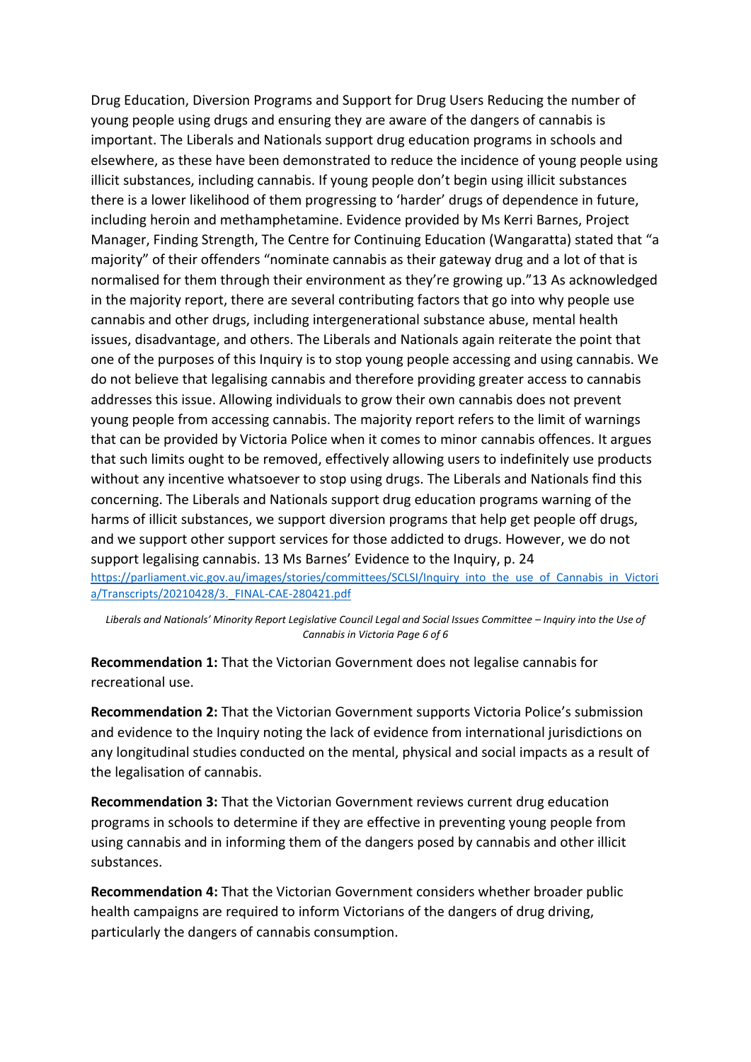Drug Education, Diversion Programs and Support for Drug Users Reducing the number of young people using drugs and ensuring they are aware of the dangers of cannabis is important. The Liberals and Nationals support drug education programs in schools and elsewhere, as these have been demonstrated to reduce the incidence of young people using illicit substances, including cannabis. If young people don't begin using illicit substances there is a lower likelihood of them progressing to 'harder' drugs of dependence in future, including heroin and methamphetamine. Evidence provided by Ms Kerri Barnes, Project Manager, Finding Strength, The Centre for Continuing Education (Wangaratta) stated that "a majority" of their offenders "nominate cannabis as their gateway drug and a lot of that is normalised for them through their environment as they're growing up."13 As acknowledged in the majority report, there are several contributing factors that go into why people use cannabis and other drugs, including intergenerational substance abuse, mental health issues, disadvantage, and others. The Liberals and Nationals again reiterate the point that one of the purposes of this Inquiry is to stop young people accessing and using cannabis. We do not believe that legalising cannabis and therefore providing greater access to cannabis addresses this issue. Allowing individuals to grow their own cannabis does not prevent young people from accessing cannabis. The majority report refers to the limit of warnings that can be provided by Victoria Police when it comes to minor cannabis offences. It argues that such limits ought to be removed, effectively allowing users to indefinitely use products without any incentive whatsoever to stop using drugs. The Liberals and Nationals find this concerning. The Liberals and Nationals support drug education programs warning of the harms of illicit substances, we support diversion programs that help get people off drugs, and we support other support services for those addicted to drugs. However, we do not support legalising cannabis. 13 Ms Barnes' Evidence to the Inquiry, p. 24 https://parliament.vic.gov.au/images/stories/committees/SCLSI/Inquiry_into_the_use_of_Cannabis_in_Victoria/Transcripts/20210428/3._FINAL-CAE-280421.pdf

*Liberals and Nationals' Minority Report Legislative Council Legal and Social Issues Committee – Inquiry into the Use of Cannabis in Victoria Page 6 of 6*

**Recommendation 1:** That the Victorian Government does not legalise cannabis for recreational use.

**Recommendation 2:** That the Victorian Government supports Victoria Police's submission and evidence to the Inquiry noting the lack of evidence from international jurisdictions on any longitudinal studies conducted on the mental, physical and social impacts as a result of the legalisation of cannabis.

**Recommendation 3:** That the Victorian Government reviews current drug education programs in schools to determine if they are effective in preventing young people from using cannabis and in informing them of the dangers posed by cannabis and other illicit substances.

**Recommendation 4:** That the Victorian Government considers whether broader public health campaigns are required to inform Victorians of the dangers of drug driving, particularly the dangers of cannabis consumption.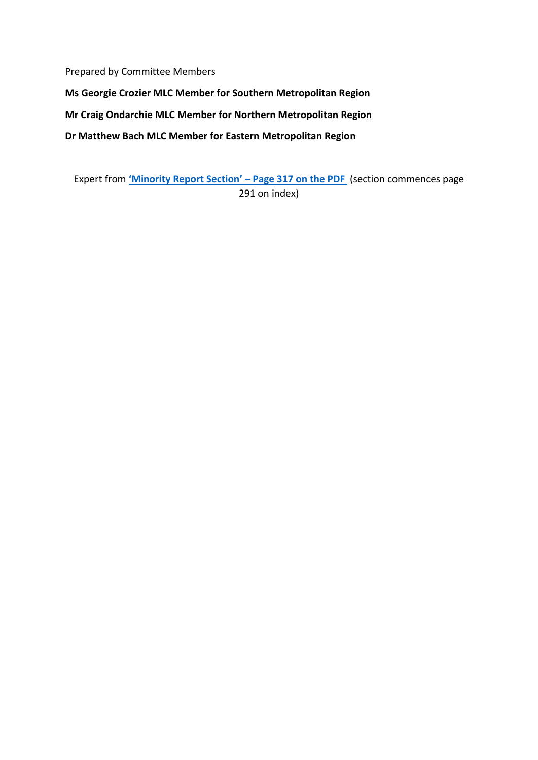Prepared by Committee Members

**Ms Georgie Crozier MLC Member for Southern Metropolitan Region**

**Mr Craig Ondarchie MLC Member for Northern Metropolitan Region**

**Dr Matthew Bach MLC Member for Eastern Metropolitan Region**

Expert from **'Minority Report Section' – Page 317 on the PDF** (section commences page 291 on index)